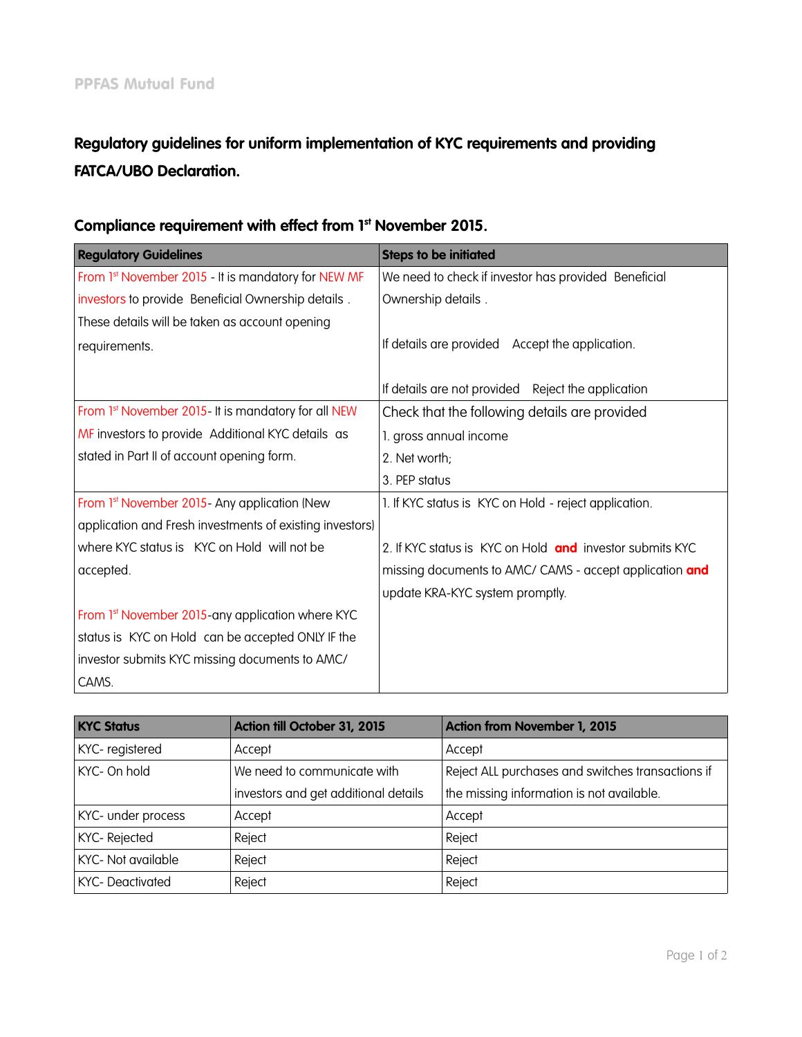PPFAS Mutual Fund

## Regulatory guidelines for uniform implementation of KYC requirements and providing FATCA/UBO Declaration.

### Compliance requirement with effect from 1st November 2015.

| Regulatory Guidelines | Steps to be initiated |
|---|---|
| From 1st November 2015 - It is mandatory for NEW MF investors to provide Beneficial Ownership details . These details will be taken as account opening requirements. | We need to check if investor has provided Beneficial Ownership details .<br><br>If details are provided Accept the application.<br><br>If details are not provided Reject the application |
| From 1st November 2015- It is mandatory for all NEW MF investors to provide Additional KYC details as stated in Part II of account opening form. | Check that the following details are provided<br>1. gross annual income<br>2. Net worth;<br>3. PEP status |
| From 1st November 2015- Any application (New application and Fresh investments of existing investors) where KYC status is KYC on Hold will not be accepted.<br><br>From 1st November 2015-any application where KYC status is KYC on Hold can be accepted ONLY IF the investor submits KYC missing documents to AMC/ CAMS. | 1. If KYC status is KYC on Hold - reject application.<br><br>2. If KYC status is KYC on Hold **and** investor submits KYC missing documents to AMC/ CAMS - accept application **and** update KRA-KYC system promptly. |

| KYC Status | Action till October 31, 2015 | Action from November 1, 2015 |
|---|---|---|
| KYC- registered | Accept | Accept |
| KYC- On hold | We need to communicate with investors and get additional details | Reject ALL purchases and switches transactions if the missing information is not available. |
| KYC- under process | Accept | Accept |
| KYC- Rejected | Reject | Reject |
| KYC- Not available | Reject | Reject |
| KYC- Deactivated | Reject | Reject |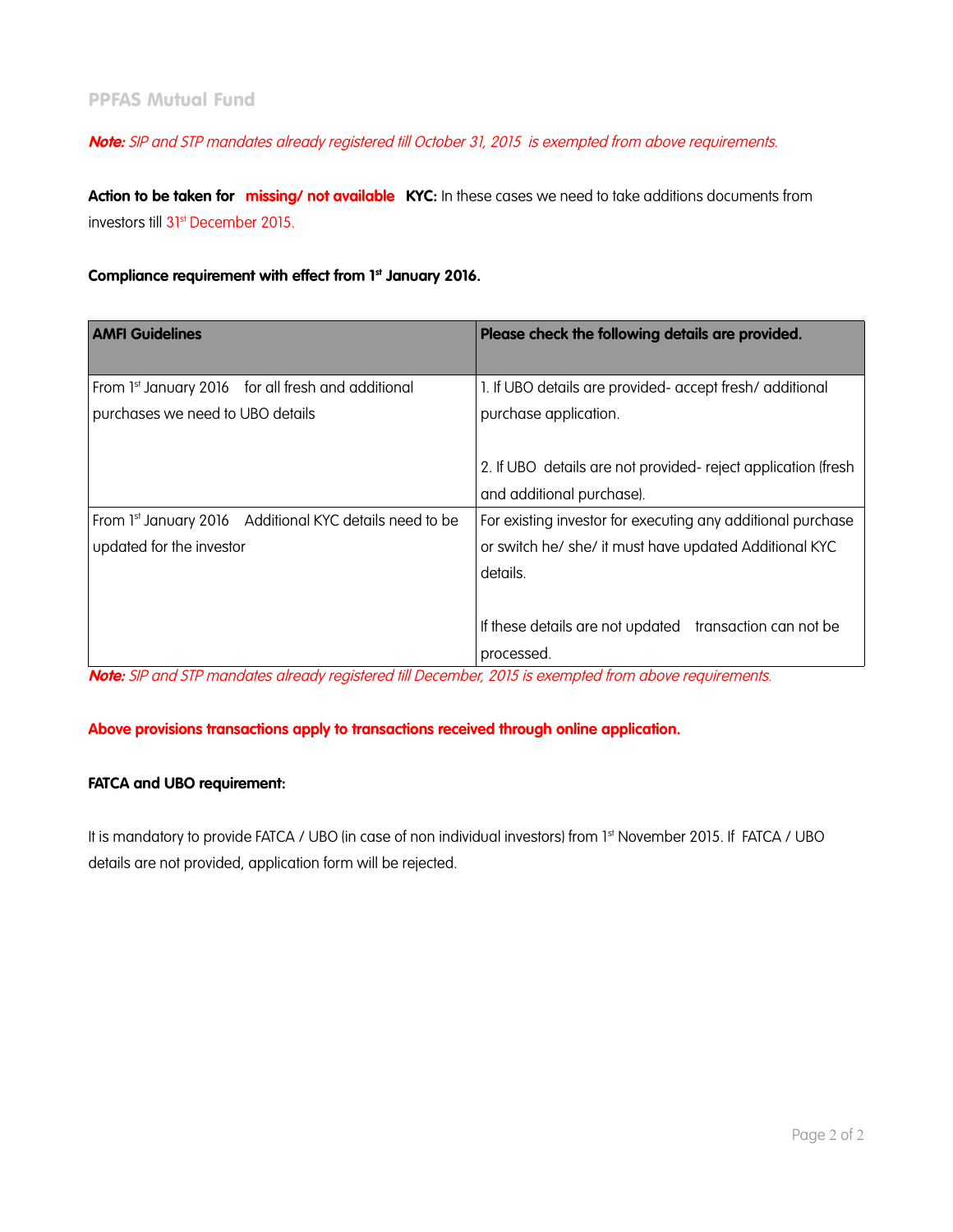**PPFAS Mutual Fund**

***Note:*** *SIP and STP mandates already registered till October 31, 2015 is exempted from above requirements.*

**Action to be taken for missing/ not available KYC:** In these cases we need to take additions documents from investors till 31st December 2015.

**Compliance requirement with effect from 1st January 2016.**

| AMFI Guidelines | Please check the following details are provided. |
|---|---|
| From 1st January 2016 for all fresh and additional purchases we need to UBO details | 1. If UBO details are provided- accept fresh/ additional purchase application.<br><br>2. If UBO details are not provided- reject application (fresh and additional purchase). |
| From 1st January 2016 Additional KYC details need to be updated for the investor | For existing investor for executing any additional purchase or switch he/ she/ it must have updated Additional KYC details.<br><br>If these details are not updated transaction can not be processed. |

***Note:*** *SIP and STP mandates already registered till December, 2015 is exempted from above requirements.*

**Above provisions transactions apply to transactions received through online application.**

**FATCA and UBO requirement:**

It is mandatory to provide FATCA / UBO (in case of non individual investors) from 1st November 2015. If FATCA / UBO details are not provided, application form will be rejected.